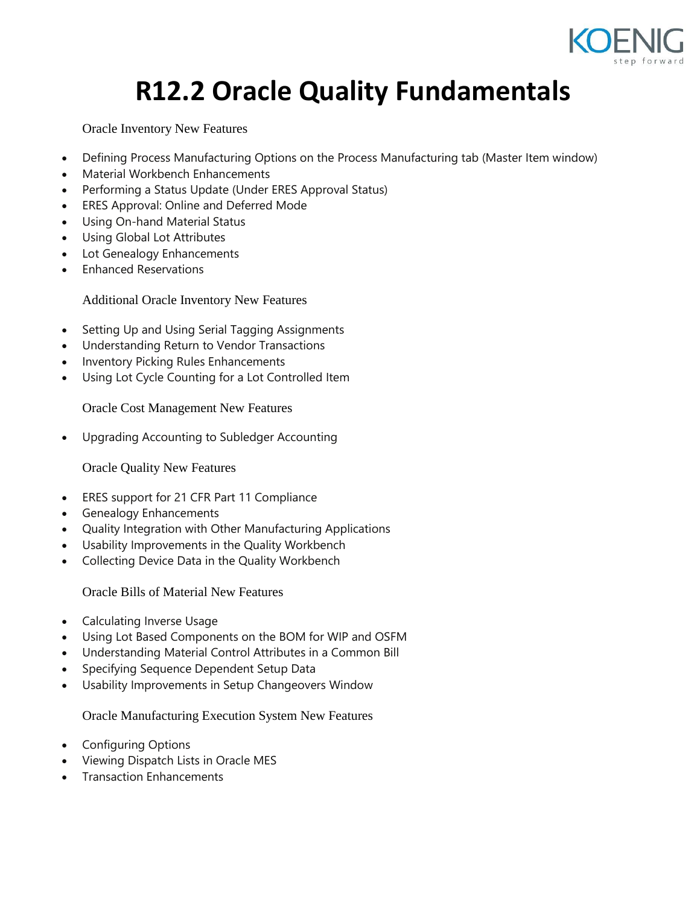# R12.2 Oracle Quality Fundamentals

## Oracle Inventory New Features

- Defining Process Manufacturing Options on the Process Manufacturing tab (Master Item window)
- Material Workbench Enhancements
- Performing a Status Update (Under ERES Approval Status)
- ERES Approval: Online and Deferred Mode
- Using On-hand Material Status
- Using Global Lot Attributes
- Lot Genealogy Enhancements
- Enhanced Reservations

## Additional Oracle Inventory New Features

- Setting Up and Using Serial Tagging Assignments
- Understanding Return to Vendor Transactions
- Inventory Picking Rules Enhancements
- Using Lot Cycle Counting for a Lot Controlled Item

## Oracle Cost Management New Features

- Upgrading Accounting to Subledger Accounting

## Oracle Quality New Features

- ERES support for 21 CFR Part 11 Compliance
- Genealogy Enhancements
- Quality Integration with Other Manufacturing Applications
- Usability Improvements in the Quality Workbench
- Collecting Device Data in the Quality Workbench

## Oracle Bills of Material New Features

- Calculating Inverse Usage
- Using Lot Based Components on the BOM for WIP and OSFM
- Understanding Material Control Attributes in a Common Bill
- Specifying Sequence Dependent Setup Data
- Usability Improvements in Setup Changeovers Window

## Oracle Manufacturing Execution System New Features

- Configuring Options
- Viewing Dispatch Lists in Oracle MES
- Transaction Enhancements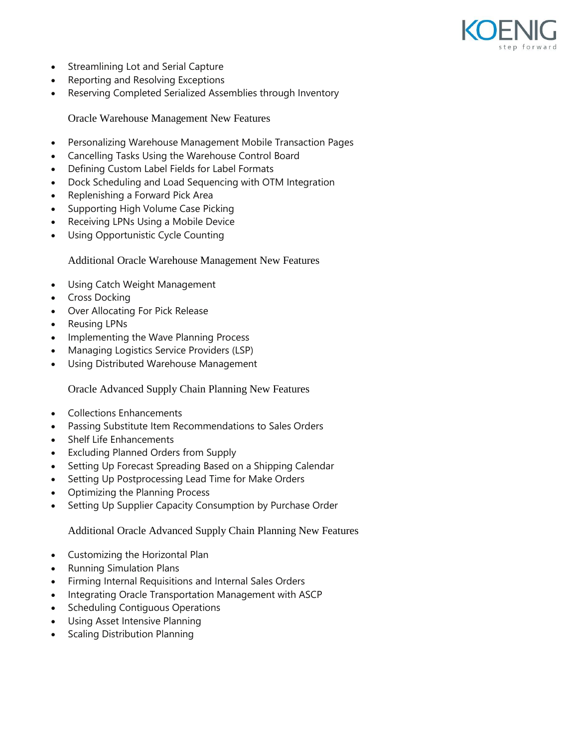- Streamlining Lot and Serial Capture
- Reporting and Resolving Exceptions
- Reserving Completed Serialized Assemblies through Inventory

### Oracle Warehouse Management New Features

- Personalizing Warehouse Management Mobile Transaction Pages
- Cancelling Tasks Using the Warehouse Control Board
- Defining Custom Label Fields for Label Formats
- Dock Scheduling and Load Sequencing with OTM Integration
- Replenishing a Forward Pick Area
- Supporting High Volume Case Picking
- Receiving LPNs Using a Mobile Device
- Using Opportunistic Cycle Counting

### Additional Oracle Warehouse Management New Features

- Using Catch Weight Management
- Cross Docking
- Over Allocating For Pick Release
- Reusing LPNs
- Implementing the Wave Planning Process
- Managing Logistics Service Providers (LSP)
- Using Distributed Warehouse Management

### Oracle Advanced Supply Chain Planning New Features

- Collections Enhancements
- Passing Substitute Item Recommendations to Sales Orders
- Shelf Life Enhancements
- Excluding Planned Orders from Supply
- Setting Up Forecast Spreading Based on a Shipping Calendar
- Setting Up Postprocessing Lead Time for Make Orders
- Optimizing the Planning Process
- Setting Up Supplier Capacity Consumption by Purchase Order

### Additional Oracle Advanced Supply Chain Planning New Features

- Customizing the Horizontal Plan
- Running Simulation Plans
- Firming Internal Requisitions and Internal Sales Orders
- Integrating Oracle Transportation Management with ASCP
- Scheduling Contiguous Operations
- Using Asset Intensive Planning
- Scaling Distribution Planning